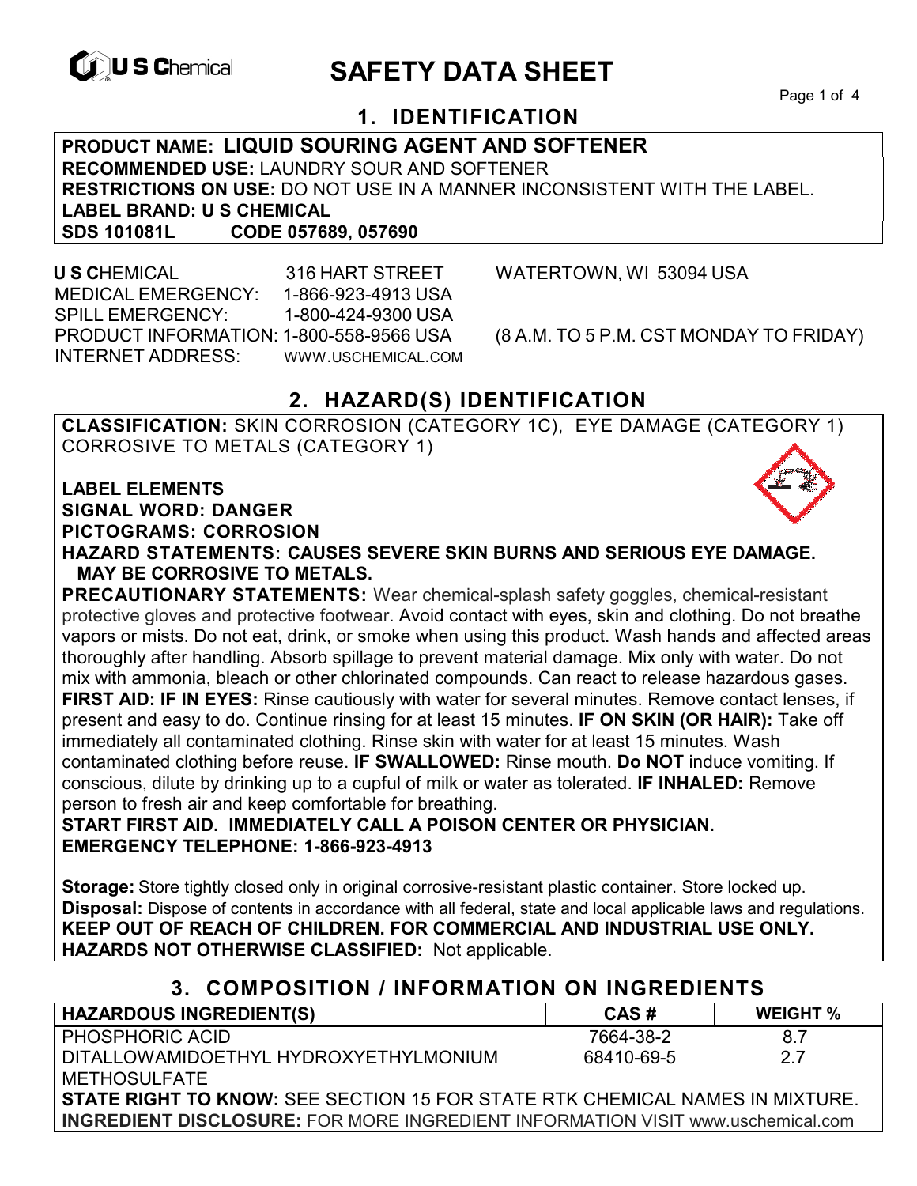U S Chemical

# SAFETY DATA SHEET

## 1. IDENTIFICATION

**PRODUCT NAME: LIQUID SOURING AGENT AND SOFTENER**
**RECOMMENDED USE:** LAUNDRY SOUR AND SOFTENER
**RESTRICTIONS ON USE:** DO NOT USE IN A MANNER INCONSISTENT WITH THE LABEL.
**LABEL BRAND: U S CHEMICAL**
**SDS 101081L CODE 057689, 057690**

**U S C**HEMICAL 316 HART STREET WATERTOWN, WI 53094 USA
MEDICAL EMERGENCY: 1-866-923-4913 USA
SPILL EMERGENCY: 1-800-424-9300 USA
PRODUCT INFORMATION: 1-800-558-9566 USA (8 A.M. TO 5 P.M. CST MONDAY TO FRIDAY)
INTERNET ADDRESS: WWW.USCHEMICAL.COM

## 2. HAZARD(S) IDENTIFICATION

**CLASSIFICATION:** SKIN CORROSION (CATEGORY 1C), EYE DAMAGE (CATEGORY 1) CORROSIVE TO METALS (CATEGORY 1)

**LABEL ELEMENTS**
**SIGNAL WORD: DANGER**
**PICTOGRAMS: CORROSION**
**HAZARD STATEMENTS: CAUSES SEVERE SKIN BURNS AND SERIOUS EYE DAMAGE. MAY BE CORROSIVE TO METALS.**
**PRECAUTIONARY STATEMENTS:** Wear chemical-splash safety goggles, chemical-resistant protective gloves and protective footwear. Avoid contact with eyes, skin and clothing. Do not breathe vapors or mists. Do not eat, drink, or smoke when using this product. Wash hands and affected areas thoroughly after handling. Absorb spillage to prevent material damage. Mix only with water. Do not mix with ammonia, bleach or other chlorinated compounds. Can react to release hazardous gases.
**FIRST AID: IF IN EYES:** Rinse cautiously with water for several minutes. Remove contact lenses, if present and easy to do. Continue rinsing for at least 15 minutes. **IF ON SKIN (OR HAIR):** Take off immediately all contaminated clothing. Rinse skin with water for at least 15 minutes. Wash contaminated clothing before reuse. **IF SWALLOWED:** Rinse mouth. **Do NOT** induce vomiting. If conscious, dilute by drinking up to a cupful of milk or water as tolerated. **IF INHALED:** Remove person to fresh air and keep comfortable for breathing.
**START FIRST AID. IMMEDIATELY CALL A POISON CENTER OR PHYSICIAN.**
**EMERGENCY TELEPHONE: 1-866-923-4913**

**Storage:** Store tightly closed only in original corrosive-resistant plastic container. Store locked up.
**Disposal:** Dispose of contents in accordance with all federal, state and local applicable laws and regulations.
**KEEP OUT OF REACH OF CHILDREN. FOR COMMERCIAL AND INDUSTRIAL USE ONLY.**
**HAZARDS NOT OTHERWISE CLASSIFIED:** Not applicable.

## 3. COMPOSITION / INFORMATION ON INGREDIENTS

| HAZARDOUS INGREDIENT(S) | CAS # | WEIGHT % |
|---|---|---|
| PHOSPHORIC ACID | 7664-38-2 | 8.7 |
| DITALLOWAMIDOETHYL HYDROXYETHYLMONIUM METHOSULFATE | 68410-69-5 | 2.7 |

**STATE RIGHT TO KNOW:** SEE SECTION 15 FOR STATE RTK CHEMICAL NAMES IN MIXTURE.
**INGREDIENT DISCLOSURE:** FOR MORE INGREDIENT INFORMATION VISIT www.uschemical.com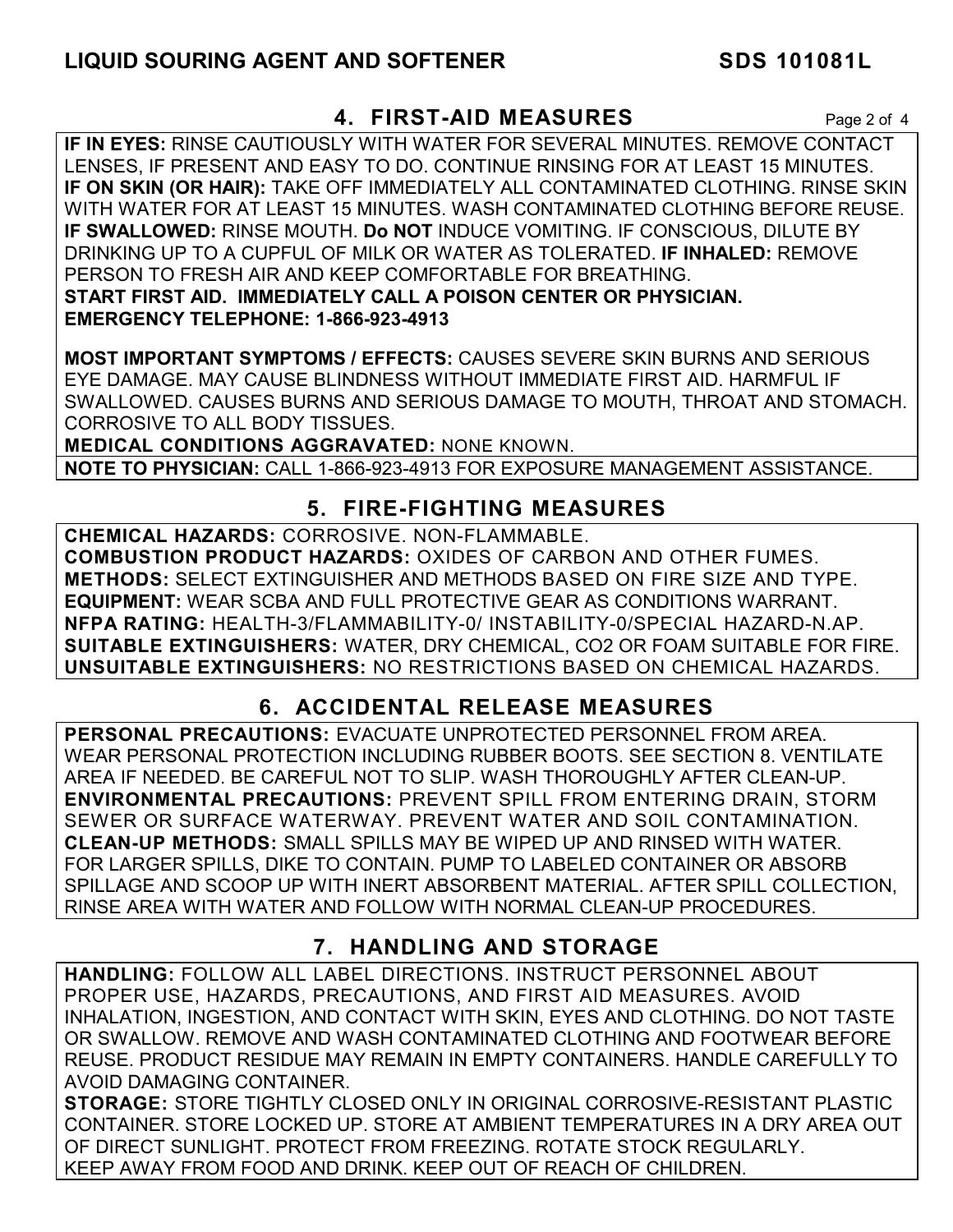## 4. FIRST-AID MEASURES

**IF IN EYES:** RINSE CAUTIOUSLY WITH WATER FOR SEVERAL MINUTES. REMOVE CONTACT LENSES, IF PRESENT AND EASY TO DO. CONTINUE RINSING FOR AT LEAST 15 MINUTES. **IF ON SKIN (OR HAIR):** TAKE OFF IMMEDIATELY ALL CONTAMINATED CLOTHING. RINSE SKIN WITH WATER FOR AT LEAST 15 MINUTES. WASH CONTAMINATED CLOTHING BEFORE REUSE. **IF SWALLOWED:** RINSE MOUTH. **Do NOT** INDUCE VOMITING. IF CONSCIOUS, DILUTE BY DRINKING UP TO A CUPFUL OF MILK OR WATER AS TOLERATED. **IF INHALED:** REMOVE PERSON TO FRESH AIR AND KEEP COMFORTABLE FOR BREATHING.
**START FIRST AID. IMMEDIATELY CALL A POISON CENTER OR PHYSICIAN.**
**EMERGENCY TELEPHONE: 1-866-923-4913**

**MOST IMPORTANT SYMPTOMS / EFFECTS:** CAUSES SEVERE SKIN BURNS AND SERIOUS EYE DAMAGE. MAY CAUSE BLINDNESS WITHOUT IMMEDIATE FIRST AID. HARMFUL IF SWALLOWED. CAUSES BURNS AND SERIOUS DAMAGE TO MOUTH, THROAT AND STOMACH. CORROSIVE TO ALL BODY TISSUES.
**MEDICAL CONDITIONS AGGRAVATED:** NONE KNOWN.
**NOTE TO PHYSICIAN:** CALL 1-866-923-4913 FOR EXPOSURE MANAGEMENT ASSISTANCE.

## 5. FIRE-FIGHTING MEASURES

**CHEMICAL HAZARDS:** CORROSIVE. NON-FLAMMABLE.
**COMBUSTION PRODUCT HAZARDS:** OXIDES OF CARBON AND OTHER FUMES.
**METHODS:** SELECT EXTINGUISHER AND METHODS BASED ON FIRE SIZE AND TYPE.
**EQUIPMENT:** WEAR SCBA AND FULL PROTECTIVE GEAR AS CONDITIONS WARRANT.
**NFPA RATING:** HEALTH-3/FLAMMABILITY-0/ INSTABILITY-0/SPECIAL HAZARD-N.AP.
**SUITABLE EXTINGUISHERS:** WATER, DRY CHEMICAL, $CO_2$ OR FOAM SUITABLE FOR FIRE.
**UNSUITABLE EXTINGUISHERS:** NO RESTRICTIONS BASED ON CHEMICAL HAZARDS.

## 6. ACCIDENTAL RELEASE MEASURES

**PERSONAL PRECAUTIONS:** EVACUATE UNPROTECTED PERSONNEL FROM AREA. WEAR PERSONAL PROTECTION INCLUDING RUBBER BOOTS. SEE SECTION 8. VENTILATE AREA IF NEEDED. BE CAREFUL NOT TO SLIP. WASH THOROUGHLY AFTER CLEAN-UP.
**ENVIRONMENTAL PRECAUTIONS:** PREVENT SPILL FROM ENTERING DRAIN, STORM SEWER OR SURFACE WATERWAY. PREVENT WATER AND SOIL CONTAMINATION.
**CLEAN-UP METHODS:** SMALL SPILLS MAY BE WIPED UP AND RINSED WITH WATER. FOR LARGER SPILLS, DIKE TO CONTAIN. PUMP TO LABELED CONTAINER OR ABSORB SPILLAGE AND SCOOP UP WITH INERT ABSORBENT MATERIAL. AFTER SPILL COLLECTION, RINSE AREA WITH WATER AND FOLLOW WITH NORMAL CLEAN-UP PROCEDURES.

## 7. HANDLING AND STORAGE

**HANDLING:** FOLLOW ALL LABEL DIRECTIONS. INSTRUCT PERSONNEL ABOUT PROPER USE, HAZARDS, PRECAUTIONS, AND FIRST AID MEASURES. AVOID INHALATION, INGESTION, AND CONTACT WITH SKIN, EYES AND CLOTHING. DO NOT TASTE OR SWALLOW. REMOVE AND WASH CONTAMINATED CLOTHING AND FOOTWEAR BEFORE REUSE. PRODUCT RESIDUE MAY REMAIN IN EMPTY CONTAINERS. HANDLE CAREFULLY TO AVOID DAMAGING CONTAINER.
**STORAGE:** STORE TIGHTLY CLOSED ONLY IN ORIGINAL CORROSIVE-RESISTANT PLASTIC CONTAINER. STORE LOCKED UP. STORE AT AMBIENT TEMPERATURES IN A DRY AREA OUT OF DIRECT SUNLIGHT. PROTECT FROM FREEZING. ROTATE STOCK REGULARLY. KEEP AWAY FROM FOOD AND DRINK. KEEP OUT OF REACH OF CHILDREN.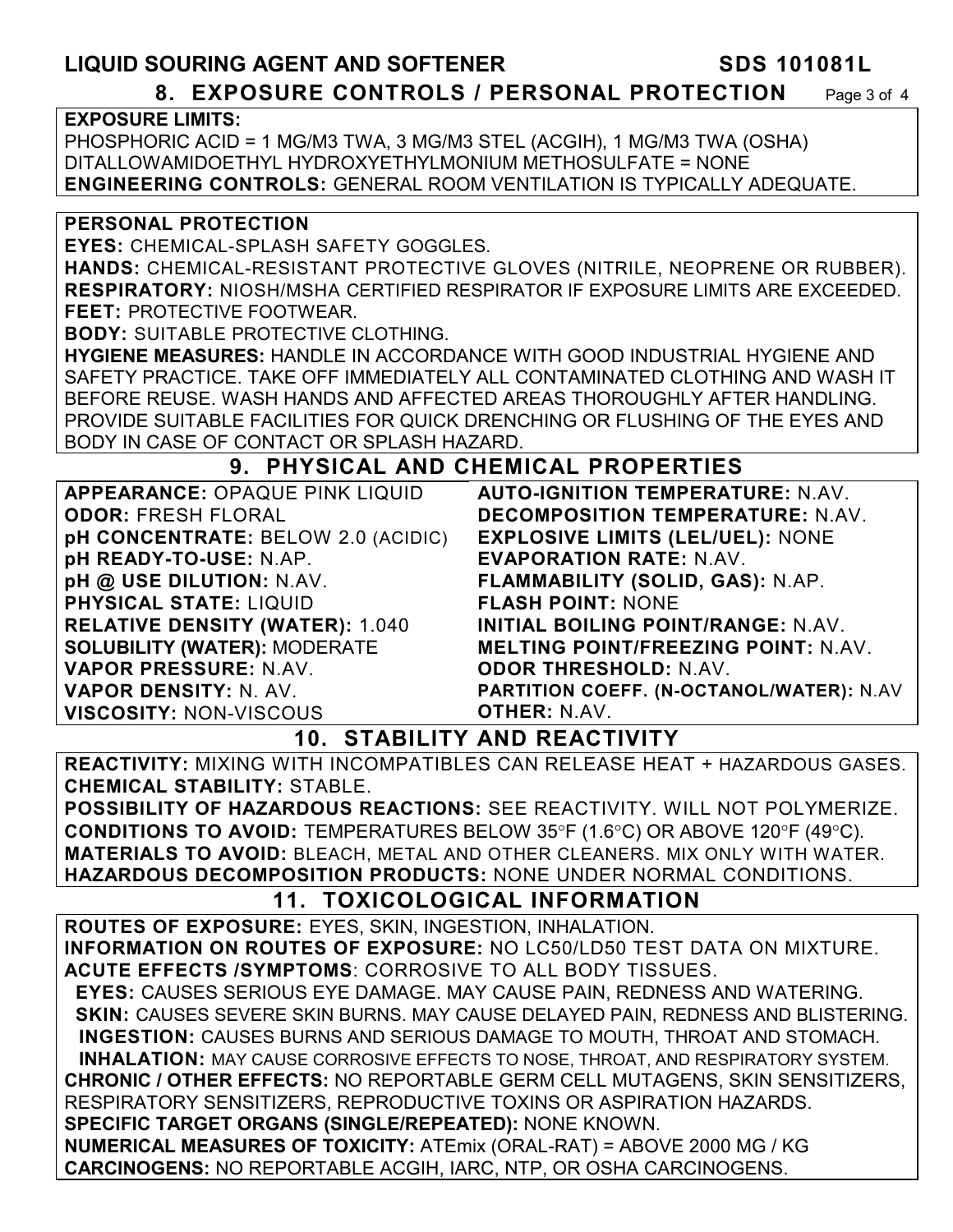## 8. EXPOSURE CONTROLS / PERSONAL PROTECTION

**EXPOSURE LIMITS:**
PHOSPHORIC ACID = 1 MG/M3 TWA, 3 MG/M3 STEL (ACGIH), 1 MG/M3 TWA (OSHA)
DITALLOWAMIDOETHYL HYDROXYETHYLMONIUM METHOSULFATE = NONE
**ENGINEERING CONTROLS:** GENERAL ROOM VENTILATION IS TYPICALLY ADEQUATE.

**PERSONAL PROTECTION**
**EYES:** CHEMICAL-SPLASH SAFETY GOGGLES.
**HANDS:** CHEMICAL-RESISTANT PROTECTIVE GLOVES (NITRILE, NEOPRENE OR RUBBER).
**RESPIRATORY:** NIOSH/MSHA CERTIFIED RESPIRATOR IF EXPOSURE LIMITS ARE EXCEEDED.
**FEET:** PROTECTIVE FOOTWEAR.
**BODY:** SUITABLE PROTECTIVE CLOTHING.
**HYGIENE MEASURES:** HANDLE IN ACCORDANCE WITH GOOD INDUSTRIAL HYGIENE AND SAFETY PRACTICE. TAKE OFF IMMEDIATELY ALL CONTAMINATED CLOTHING AND WASH IT BEFORE REUSE. WASH HANDS AND AFFECTED AREAS THOROUGHLY AFTER HANDLING. PROVIDE SUITABLE FACILITIES FOR QUICK DRENCHING OR FLUSHING OF THE EYES AND BODY IN CASE OF CONTACT OR SPLASH HAZARD.

## 9. PHYSICAL AND CHEMICAL PROPERTIES

**APPEARANCE:** OPAQUE PINK LIQUID
**ODOR:** FRESH FLORAL
**pH CONCENTRATE:** BELOW 2.0 (ACIDIC)
**pH READY-TO-USE:** N.AP.
**pH @ USE DILUTION:** N.AV.
**PHYSICAL STATE:** LIQUID
**RELATIVE DENSITY (WATER):** 1.040
**SOLUBILITY (WATER):** MODERATE
**VAPOR PRESSURE:** N.AV.
**VAPOR DENSITY:** N. AV.
**VISCOSITY:** NON-VISCOUS
**AUTO-IGNITION TEMPERATURE:** N.AV.
**DECOMPOSITION TEMPERATURE:** N.AV.
**EXPLOSIVE LIMITS (LEL/UEL):** NONE
**EVAPORATION RATE:** N.AV.
**FLAMMABILITY (SOLID, GAS):** N.AP.
**FLASH POINT:** NONE
**INITIAL BOILING POINT/RANGE:** N.AV.
**MELTING POINT/FREEZING POINT:** N.AV.
**ODOR THRESHOLD:** N.AV.
**PARTITION COEFF. (N-OCTANOL/WATER):** N.AV
**OTHER:** N.AV.

## 10. STABILITY AND REACTIVITY

**REACTIVITY:** MIXING WITH INCOMPATIBLES CAN RELEASE HEAT + HAZARDOUS GASES.
**CHEMICAL STABILITY:** STABLE.
**POSSIBILITY OF HAZARDOUS REACTIONS:** SEE REACTIVITY. WILL NOT POLYMERIZE.
**CONDITIONS TO AVOID:** TEMPERATURES BELOW 35°F (1.6°C) OR ABOVE 120°F (49°C).
**MATERIALS TO AVOID:** BLEACH, METAL AND OTHER CLEANERS. MIX ONLY WITH WATER.
**HAZARDOUS DECOMPOSITION PRODUCTS:** NONE UNDER NORMAL CONDITIONS.

## 11. TOXICOLOGICAL INFORMATION

**ROUTES OF EXPOSURE:** EYES, SKIN, INGESTION, INHALATION.
**INFORMATION ON ROUTES OF EXPOSURE:** NO LC50/LD50 TEST DATA ON MIXTURE.
**ACUTE EFFECTS /SYMPTOMS**: CORROSIVE TO ALL BODY TISSUES.
**EYES:** CAUSES SERIOUS EYE DAMAGE. MAY CAUSE PAIN, REDNESS AND WATERING.
**SKIN:** CAUSES SEVERE SKIN BURNS. MAY CAUSE DELAYED PAIN, REDNESS AND BLISTERING.
**INGESTION:** CAUSES BURNS AND SERIOUS DAMAGE TO MOUTH, THROAT AND STOMACH.
**INHALATION:** MAY CAUSE CORROSIVE EFFECTS TO NOSE, THROAT, AND RESPIRATORY SYSTEM.
**CHRONIC / OTHER EFFECTS:** NO REPORTABLE GERM CELL MUTAGENS, SKIN SENSITIZERS, RESPIRATORY SENSITIZERS, REPRODUCTIVE TOXINS OR ASPIRATION HAZARDS.
**SPECIFIC TARGET ORGANS (SINGLE/REPEATED):** NONE KNOWN.
**NUMERICAL MEASURES OF TOXICITY:** ATEmix (ORAL-RAT) = ABOVE 2000 MG / KG
**CARCINOGENS:** NO REPORTABLE ACGIH, IARC, NTP, OR OSHA CARCINOGENS.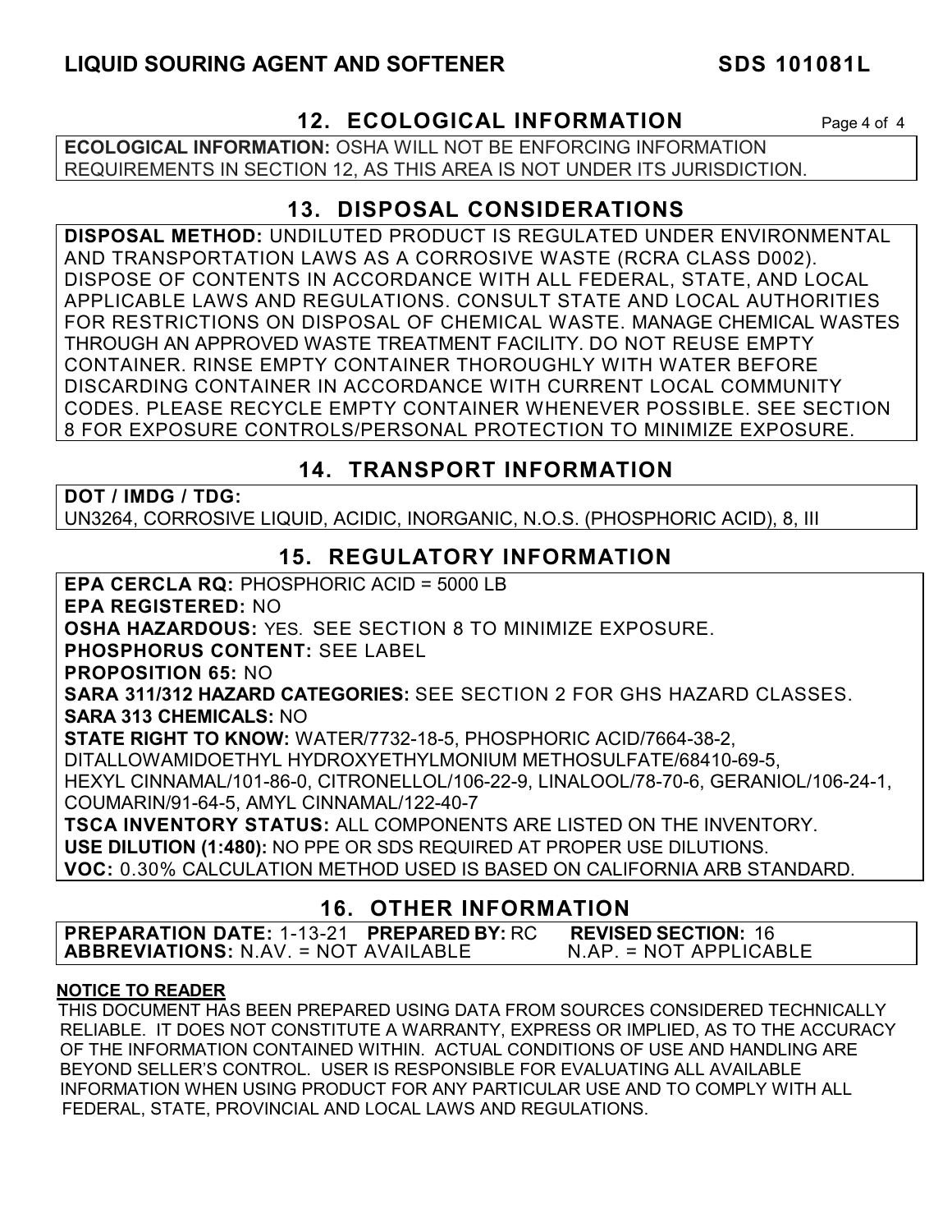## 12. ECOLOGICAL INFORMATION

**ECOLOGICAL INFORMATION:** OSHA WILL NOT BE ENFORCING INFORMATION REQUIREMENTS IN SECTION 12, AS THIS AREA IS NOT UNDER ITS JURISDICTION.

## 13. DISPOSAL CONSIDERATIONS

**DISPOSAL METHOD:** UNDILUTED PRODUCT IS REGULATED UNDER ENVIRONMENTAL AND TRANSPORTATION LAWS AS A CORROSIVE WASTE (RCRA CLASS D002). DISPOSE OF CONTENTS IN ACCORDANCE WITH ALL FEDERAL, STATE, AND LOCAL APPLICABLE LAWS AND REGULATIONS. CONSULT STATE AND LOCAL AUTHORITIES FOR RESTRICTIONS ON DISPOSAL OF CHEMICAL WASTE. MANAGE CHEMICAL WASTES THROUGH AN APPROVED WASTE TREATMENT FACILITY. DO NOT REUSE EMPTY CONTAINER. RINSE EMPTY CONTAINER THOROUGHLY WITH WATER BEFORE DISCARDING CONTAINER IN ACCORDANCE WITH CURRENT LOCAL COMMUNITY CODES. PLEASE RECYCLE EMPTY CONTAINER WHENEVER POSSIBLE. SEE SECTION 8 FOR EXPOSURE CONTROLS/PERSONAL PROTECTION TO MINIMIZE EXPOSURE.

## 14. TRANSPORT INFORMATION

**DOT / IMDG / TDG:**
UN3264, CORROSIVE LIQUID, ACIDIC, INORGANIC, N.O.S. (PHOSPHORIC ACID), 8, III

## 15. REGULATORY INFORMATION

**EPA CERCLA RQ:** PHOSPHORIC ACID = 5000 LB
**EPA REGISTERED:** NO
**OSHA HAZARDOUS:** YES. SEE SECTION 8 TO MINIMIZE EXPOSURE.
**PHOSPHORUS CONTENT:** SEE LABEL
**PROPOSITION 65:** NO
**SARA 311/312 HAZARD CATEGORIES:** SEE SECTION 2 FOR GHS HAZARD CLASSES.
**SARA 313 CHEMICALS:** NO
**STATE RIGHT TO KNOW:** WATER/7732-18-5, PHOSPHORIC ACID/7664-38-2, DITALLOWAMIDOETHYL HYDROXYETHYLMONIUM METHOSULFATE/68410-69-5, HEXYL CINNAMAL/101-86-0, CITRONELLOL/106-22-9, LINALOOL/78-70-6, GERANIOL/106-24-1, COUMARIN/91-64-5, AMYL CINNAMAL/122-40-7
**TSCA INVENTORY STATUS:** ALL COMPONENTS ARE LISTED ON THE INVENTORY.
**USE DILUTION (1:480):** NO PPE OR SDS REQUIRED AT PROPER USE DILUTIONS.
**VOC:** 0.30% CALCULATION METHOD USED IS BASED ON CALIFORNIA ARB STANDARD.

## 16. OTHER INFORMATION

**PREPARATION DATE:** 1-13-21 **PREPARED BY:** RC **REVISED SECTION:** 16
**ABBREVIATIONS:** N.AV. = NOT AVAILABLE N.AP. = NOT APPLICABLE

**NOTICE TO READER**

THIS DOCUMENT HAS BEEN PREPARED USING DATA FROM SOURCES CONSIDERED TECHNICALLY RELIABLE. IT DOES NOT CONSTITUTE A WARRANTY, EXPRESS OR IMPLIED, AS TO THE ACCURACY OF THE INFORMATION CONTAINED WITHIN. ACTUAL CONDITIONS OF USE AND HANDLING ARE BEYOND SELLER'S CONTROL. USER IS RESPONSIBLE FOR EVALUATING ALL AVAILABLE INFORMATION WHEN USING PRODUCT FOR ANY PARTICULAR USE AND TO COMPLY WITH ALL FEDERAL, STATE, PROVINCIAL AND LOCAL LAWS AND REGULATIONS.